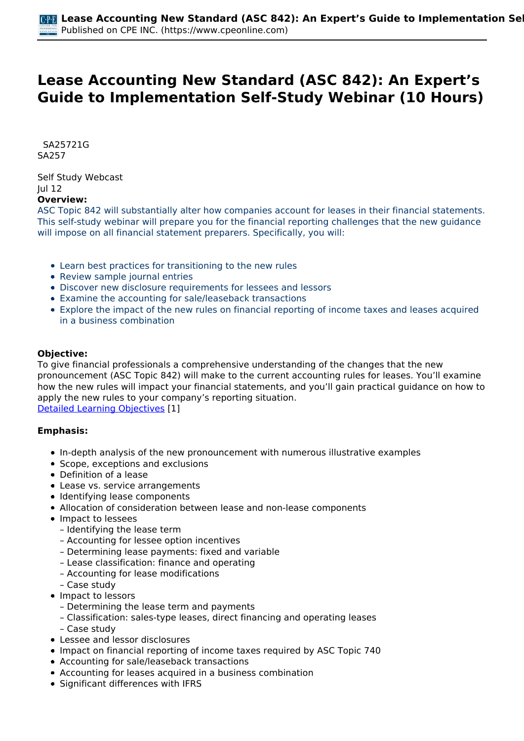# Lease Accounting New Standard (ASC 842): An Expert's Guide to Implementation Self-Study Webinar (10 Hours)

SA25721G
SA257

Self Study Webcast
Jul 12

**Overview:**

ASC Topic 842 will substantially alter how companies account for leases in their financial statements. This self-study webinar will prepare you for the financial reporting challenges that the new guidance will impose on all financial statement preparers. Specifically, you will:

- Learn best practices for transitioning to the new rules
- Review sample journal entries
- Discover new disclosure requirements for lessees and lessors
- Examine the accounting for sale/leaseback transactions
- Explore the impact of the new rules on financial reporting of income taxes and leases acquired in a business combination

**Objective:**

To give financial professionals a comprehensive understanding of the changes that the new pronouncement (ASC Topic 842) will make to the current accounting rules for leases. You'll examine how the new rules will impact your financial statements, and you'll gain practical guidance on how to apply the new rules to your company's reporting situation.

Detailed Learning Objectives [1]

**Emphasis:**

- In-depth analysis of the new pronouncement with numerous illustrative examples
- Scope, exceptions and exclusions
- Definition of a lease
- Lease vs. service arrangements
- Identifying lease components
- Allocation of consideration between lease and non-lease components
- Impact to lessees
  - Identifying the lease term
  - Accounting for lessee option incentives
  - Determining lease payments: fixed and variable
  - Lease classification: finance and operating
  - Accounting for lease modifications
  - Case study
- Impact to lessors
  - Determining the lease term and payments
  - Classification: sales-type leases, direct financing and operating leases
  - Case study
- Lessee and lessor disclosures
- Impact on financial reporting of income taxes required by ASC Topic 740
- Accounting for sale/leaseback transactions
- Accounting for leases acquired in a business combination
- Significant differences with IFRS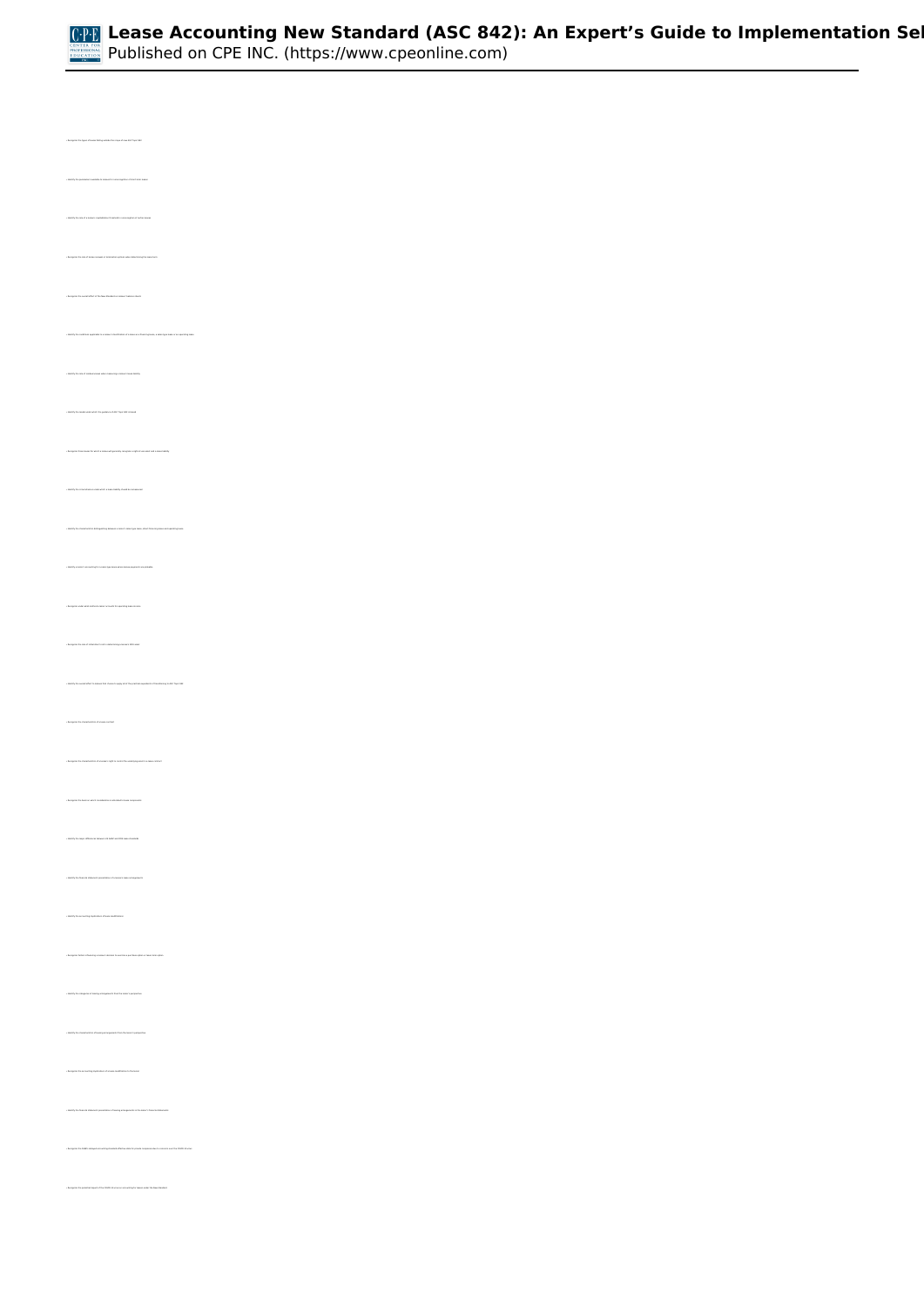- Recognize the types of leases falling within the scope of new ASC Topic 842
- Identify the guidance available for lessees to use in recognition of short-term leases
- Identify the role of a lessee's capitalization threshold in recognition of certain leases
- Recognize the role of lessee renewal or termination options when determining the lease term
- Recognize the considerations in the discount rate of a lessee's lease
- Identify the conditions applicable to a lessee's classification of a lease as a finance lease, a sales-type lease or an operating lease
- Identify the role of variable lease payments when measuring a lessee's lease liability
- Identify the leases under which the guidance in ASC Topic 842 is covered
- Recognize those issues for which a lessee will generally recognize a right-of-use asset and a lease liability
- Identify the circumstances under which a lease liability should be remeasured
- Identify the characteristics distinguishing between a lessor's sales-type lease, direct financing lease and operating lease
- Identify a lessor's accounting for a lease when collectibility of lease payments are probable
- Recognize under what conditions a lease is subject to reporting
- Recognize the role of materiality in implementing ASC Topic 842
- Identify the current effect to apply one of the practical expedients of transitioning to ASC Topic 842
- Recognize the characteristics of a lease contract
- Recognize the characteristics of a lessee's right to control the underlying asset in a lease contract
- Recognize the lessee's consideration in lease and nonlease components
- Identify the basic differences between lease and nonlease components
- Identify the financial statement presentation of a lessee's lease arrangements
- Identify the accounting implications of lease modifications
- Recognize factors influencing a lessee's decision to purchase or lease
- Identify the categories of leasing arrangements from the lessee's perspective
- Identify the classifications of leasing arrangements from the lessor's perspective
- Recognize the accounting implications of a lease modification to the lessor
- Identify the financial statement presentation of leasing arrangements in the lessor's financial statements
- Recognize the ASU's delayed effective date
- Recognize the potential impact of the COVID-19 virus on accounting for leases under the New Standard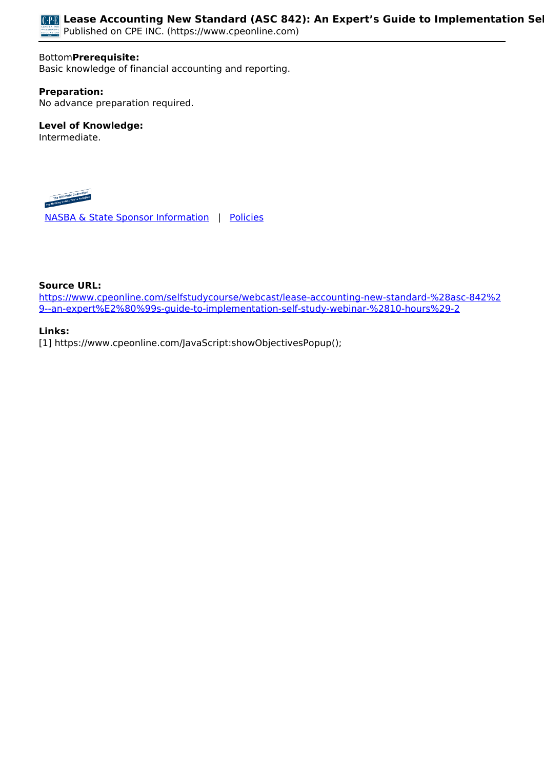Bottom**Prerequisite:**
Basic knowledge of financial accounting and reporting.

**Preparation:**
No advance preparation required.

**Level of Knowledge:**
Intermediate.

NASBA & State Sponsor Information | Policies

**Source URL:**
https://www.cpeonline.com/selfstudycourse/webcast/lease-accounting-new-standard-%28asc-842%29--an-expert%E2%80%99s-guide-to-implementation-self-study-webinar-%2810-hours%29-2

**Links:**
[1] https://www.cpeonline.com/JavaScript:showObjectivesPopup();